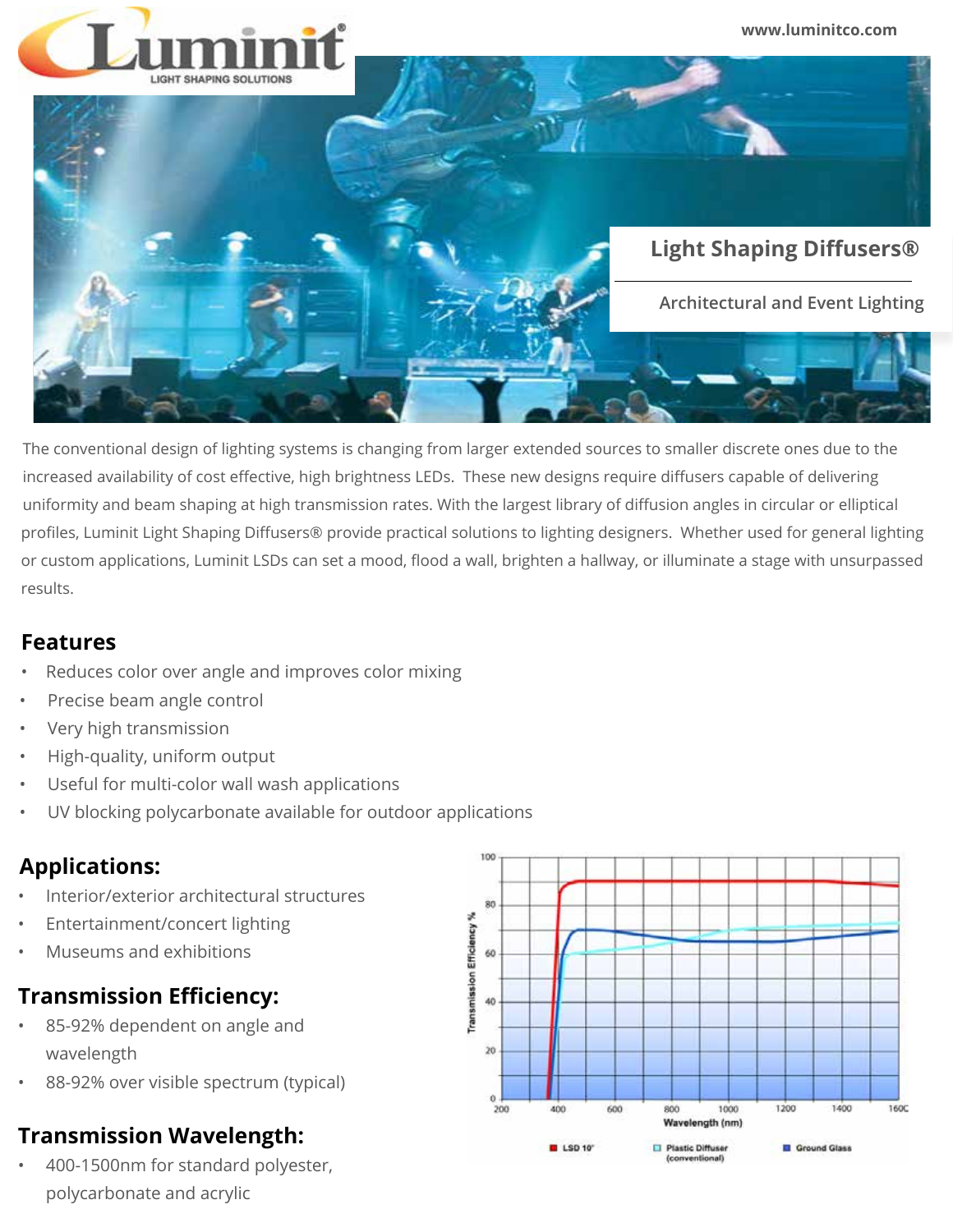Luminit® LIGHT SHAPING SOLUTIONS

www.luminitco.com

# Light Shaping Diffusers®

## Architectural and Event Lighting

The conventional design of lighting systems is changing from larger extended sources to smaller discrete ones due to the increased availability of cost effective, high brightness LEDs. These new designs require diffusers capable of delivering uniformity and beam shaping at high transmission rates. With the largest library of diffusion angles in circular or elliptical profiles, Luminit Light Shaping Diffusers® provide practical solutions to lighting designers. Whether used for general lighting or custom applications, Luminit LSDs can set a mood, flood a wall, brighten a hallway, or illuminate a stage with unsurpassed results.

## Features

- Reduces color over angle and improves color mixing
- Precise beam angle control
- Very high transmission
- High-quality, uniform output
- Useful for multi-color wall wash applications
- UV blocking polycarbonate available for outdoor applications

## Applications:

- Interior/exterior architectural structures
- Entertainment/concert lighting
- Museums and exhibitions

## Transmission Efficiency:

- 85-92% dependent on angle and wavelength
- 88-92% over visible spectrum (typical)

## Transmission Wavelength:

- 400-1500nm for standard polyester, polycarbonate and acrylic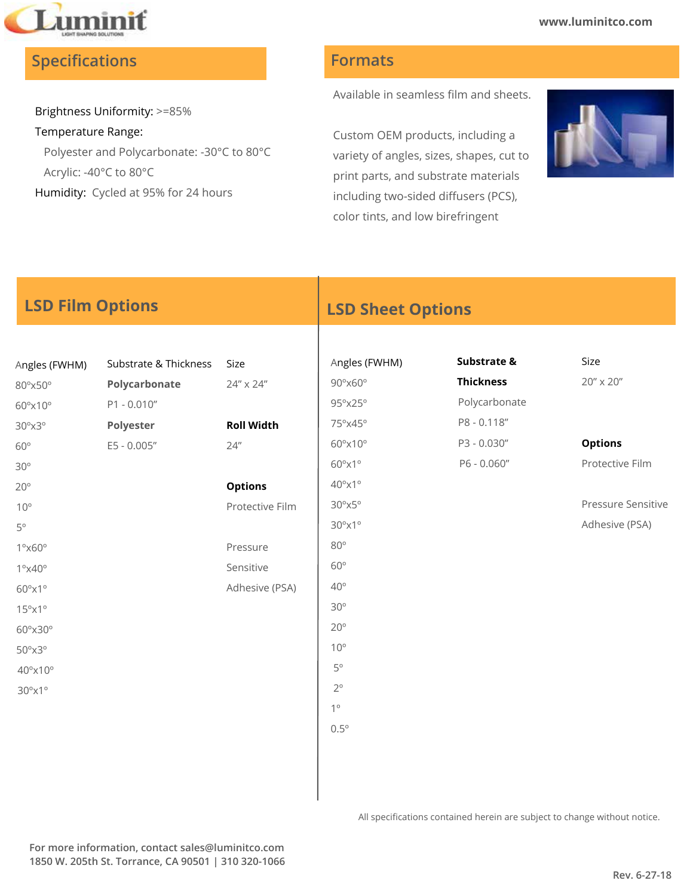## Specifications

Brightness Uniformity: >=85%

Temperature Range:

- Polyester and Polycarbonate: -30°C to 80°C
- Acrylic: -40°C to 80°C

Humidity: Cycled at 95% for 24 hours

## Formats

Available in seamless film and sheets.

Custom OEM products, including a variety of angles, sizes, shapes, cut to print parts, and substrate materials including two-sided diffusers (PCS), color tints, and low birefringent

## LSD Film Options

**Angles (FWHM)**

- 80°x50°
- 60°x10°
- 30°x3°
- 60°
- 30°
- 20°
- 10°
- 5°
- 1°x60°
- 1°x40°
- 60°x1°
- 15°x1°
- 60°x30°
- 50°x3°
- 40°x10°
- 30°x1°

**Substrate & Thickness**

**Polycarbonate**

P1 - 0.010"

**Polyester**

E5 - 0.005"

**Size**

24" x 24"

**Roll Width**

24"

**Options**

- Protective Film
- Pressure Sensitive Adhesive (PSA)

## LSD Sheet Options

**Angles (FWHM)**

- 90°x60°
- 95°x25°
- 75°x45°
- 60°x10°
- 60°x1°
- 40°x1°
- 30°x5°
- 30°x1°
- 80°
- 60°
- 40°
- 30°
- 20°
- 10°
- 5°
- 2°
- 1°
- 0.5°

**Substrate & Thickness**

Polycarbonate

- P8 - 0.118"
- P3 - 0.030"
- P6 - 0.060"

**Size**

20" x 20"

**Options**

- Protective Film
- Pressure Sensitive Adhesive (PSA)

All specifications contained herein are subject to change without notice.

For more information, contact sales@luminitco.com
1850 W. 205th St. Torrance, CA 90501 | 310 320-1066

Rev. 6-27-18